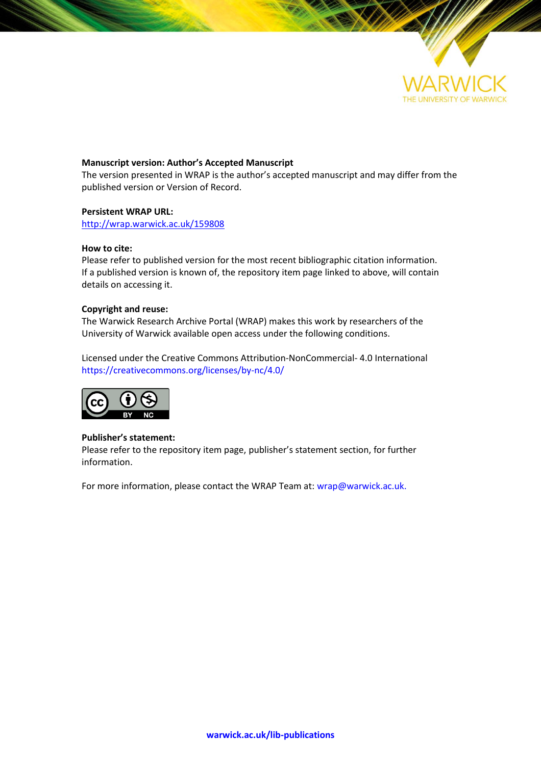**Manuscript version: Author's Accepted Manuscript**
The version presented in WRAP is the author's accepted manuscript and may differ from the published version or Version of Record.

**Persistent WRAP URL:**
http://wrap.warwick.ac.uk/159808

**How to cite:**
Please refer to published version for the most recent bibliographic citation information. If a published version is known of, the repository item page linked to above, will contain details on accessing it.

**Copyright and reuse:**
The Warwick Research Archive Portal (WRAP) makes this work by researchers of the University of Warwick available open access under the following conditions.

Licensed under the Creative Commons Attribution-NonCommercial- 4.0 International
https://creativecommons.org/licenses/by-nc/4.0/

**Publisher's statement:**
Please refer to the repository item page, publisher's statement section, for further information.

For more information, please contact the WRAP Team at: wrap@warwick.ac.uk.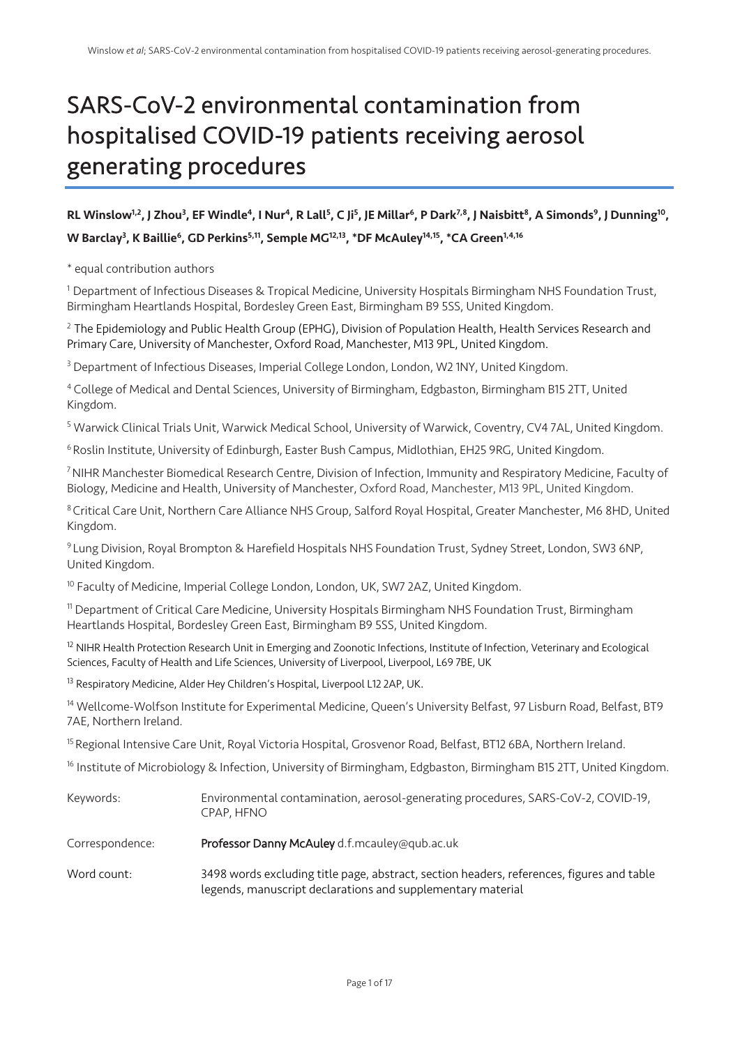# SARS-CoV-2 environmental contamination from hospitalised COVID-19 patients receiving aerosol generating procedures

**RL Winslow[1,2], J Zhou[3], EF Windle[4], I Nur[4], R Lall[5], C Ji[5], JE Millar[6], P Dark[7,8], J Naisbitt[8], A Simonds[9], J Dunning[10], W Barclay[3], K Baillie[6], GD Perkins[5,11], Semple MG[12,13], *DF McAuley[14,15], *CA Green[1,4,16]**

\* equal contribution authors

[1] Department of Infectious Diseases & Tropical Medicine, University Hospitals Birmingham NHS Foundation Trust, Birmingham Heartlands Hospital, Bordesley Green East, Birmingham B9 5SS, United Kingdom.

[2] The Epidemiology and Public Health Group (EPHG), Division of Population Health, Health Services Research and Primary Care, University of Manchester, Oxford Road, Manchester, M13 9PL, United Kingdom.

[3] Department of Infectious Diseases, Imperial College London, London, W2 1NY, United Kingdom.

[4] College of Medical and Dental Sciences, University of Birmingham, Edgbaston, Birmingham B15 2TT, United Kingdom.

[5] Warwick Clinical Trials Unit, Warwick Medical School, University of Warwick, Coventry, CV4 7AL, United Kingdom.

[6] Roslin Institute, University of Edinburgh, Easter Bush Campus, Midlothian, EH25 9RG, United Kingdom.

[7] NIHR Manchester Biomedical Research Centre, Division of Infection, Immunity and Respiratory Medicine, Faculty of Biology, Medicine and Health, University of Manchester, Oxford Road, Manchester, M13 9PL, United Kingdom.

[8] Critical Care Unit, Northern Care Alliance NHS Group, Salford Royal Hospital, Greater Manchester, M6 8HD, United Kingdom.

[9] Lung Division, Royal Brompton & Harefield Hospitals NHS Foundation Trust, Sydney Street, London, SW3 6NP, United Kingdom.

[10] Faculty of Medicine, Imperial College London, London, UK, SW7 2AZ, United Kingdom.

[11] Department of Critical Care Medicine, University Hospitals Birmingham NHS Foundation Trust, Birmingham Heartlands Hospital, Bordesley Green East, Birmingham B9 5SS, United Kingdom.

[12] NIHR Health Protection Research Unit in Emerging and Zoonotic Infections, Institute of Infection, Veterinary and Ecological Sciences, Faculty of Health and Life Sciences, University of Liverpool, Liverpool, L69 7BE, UK

[13] Respiratory Medicine, Alder Hey Children's Hospital, Liverpool L12 2AP, UK.

[14] Wellcome-Wolfson Institute for Experimental Medicine, Queen's University Belfast, 97 Lisburn Road, Belfast, BT9 7AE, Northern Ireland.

[15] Regional Intensive Care Unit, Royal Victoria Hospital, Grosvenor Road, Belfast, BT12 6BA, Northern Ireland.

[16] Institute of Microbiology & Infection, University of Birmingham, Edgbaston, Birmingham B15 2TT, United Kingdom.

| | |
|---|---|
| Keywords: | Environmental contamination, aerosol-generating procedures, SARS-CoV-2, COVID-19, CPAP, HFNO |
| Correspondence: | **Professor Danny McAuley** d.f.mcauley@qub.ac.uk |
| Word count: | 3498 words excluding title page, abstract, section headers, references, figures and table legends, manuscript declarations and supplementary material |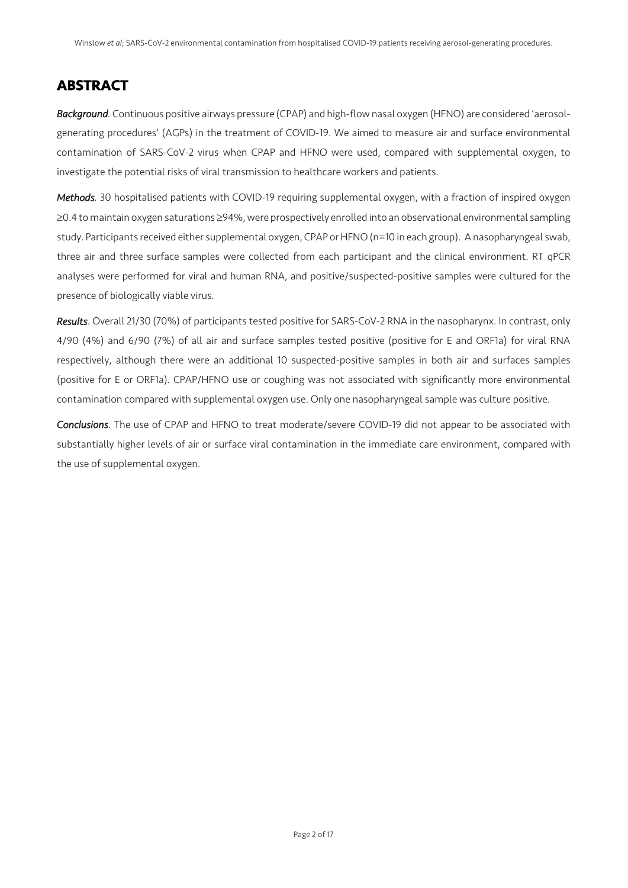# ABSTRACT

***Background***. Continuous positive airways pressure (CPAP) and high-flow nasal oxygen (HFNO) are considered 'aerosol-generating procedures' (AGPs) in the treatment of COVID-19. We aimed to measure air and surface environmental contamination of SARS-CoV-2 virus when CPAP and HFNO were used, compared with supplemental oxygen, to investigate the potential risks of viral transmission to healthcare workers and patients.

***Methods***. 30 hospitalised patients with COVID-19 requiring supplemental oxygen, with a fraction of inspired oxygen ≥0.4 to maintain oxygen saturations ≥94%, were prospectively enrolled into an observational environmental sampling study. Participants received either supplemental oxygen, CPAP or HFNO (n=10 in each group). A nasopharyngeal swab, three air and three surface samples were collected from each participant and the clinical environment. RT qPCR analyses were performed for viral and human RNA, and positive/suspected-positive samples were cultured for the presence of biologically viable virus.

***Results***. Overall 21/30 (70%) of participants tested positive for SARS-CoV-2 RNA in the nasopharynx. In contrast, only 4/90 (4%) and 6/90 (7%) of all air and surface samples tested positive (positive for E and ORF1a) for viral RNA respectively, although there were an additional 10 suspected-positive samples in both air and surfaces samples (positive for E or ORF1a). CPAP/HFNO use or coughing was not associated with significantly more environmental contamination compared with supplemental oxygen use. Only one nasopharyngeal sample was culture positive.

***Conclusions***. The use of CPAP and HFNO to treat moderate/severe COVID-19 did not appear to be associated with substantially higher levels of air or surface viral contamination in the immediate care environment, compared with the use of supplemental oxygen.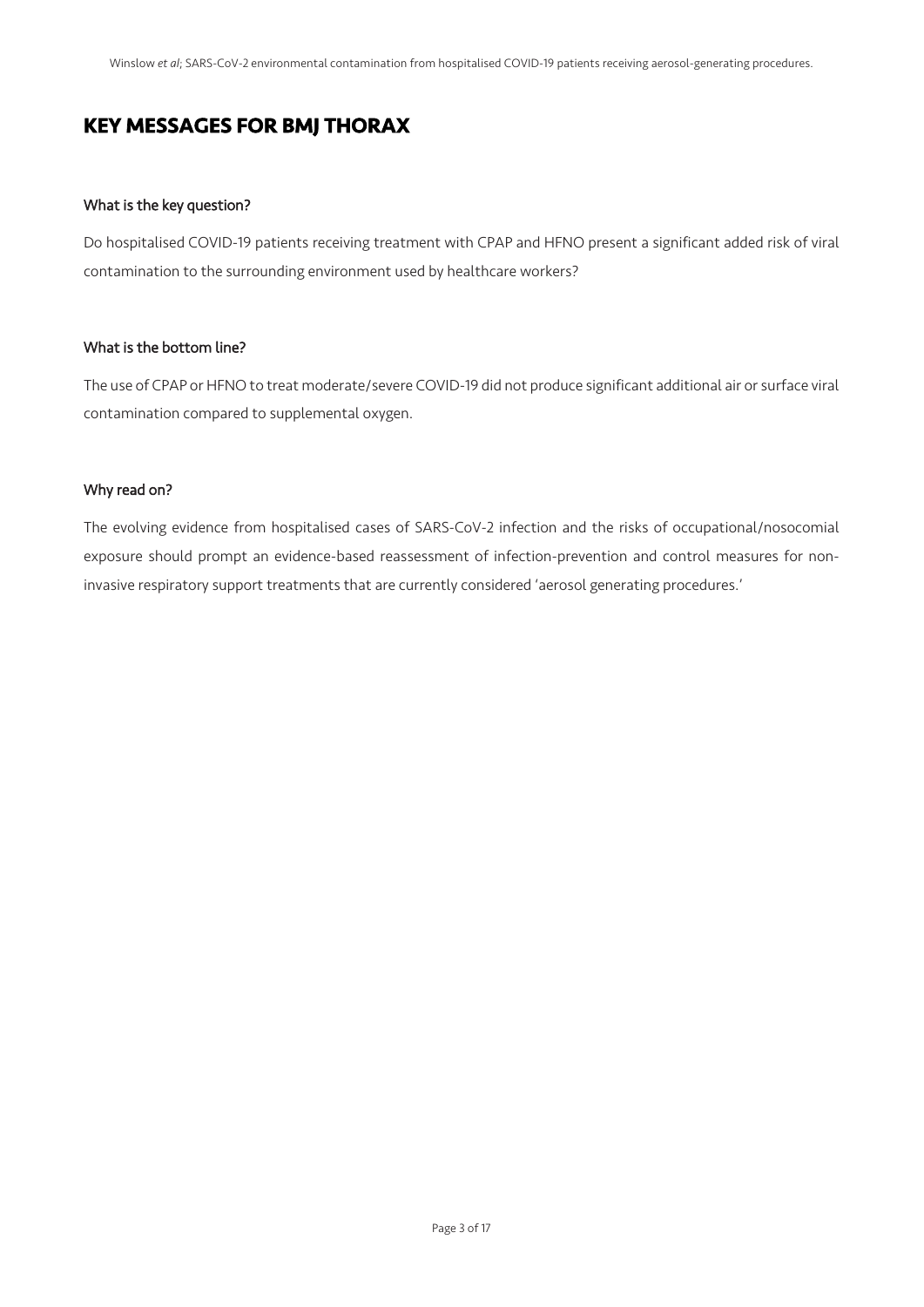## KEY MESSAGES FOR BMJ THORAX

### What is the key question?

Do hospitalised COVID-19 patients receiving treatment with CPAP and HFNO present a significant added risk of viral contamination to the surrounding environment used by healthcare workers?

### What is the bottom line?

The use of CPAP or HFNO to treat moderate/severe COVID-19 did not produce significant additional air or surface viral contamination compared to supplemental oxygen.

### Why read on?

The evolving evidence from hospitalised cases of SARS-CoV-2 infection and the risks of occupational/nosocomial exposure should prompt an evidence-based reassessment of infection-prevention and control measures for non-invasive respiratory support treatments that are currently considered 'aerosol generating procedures.'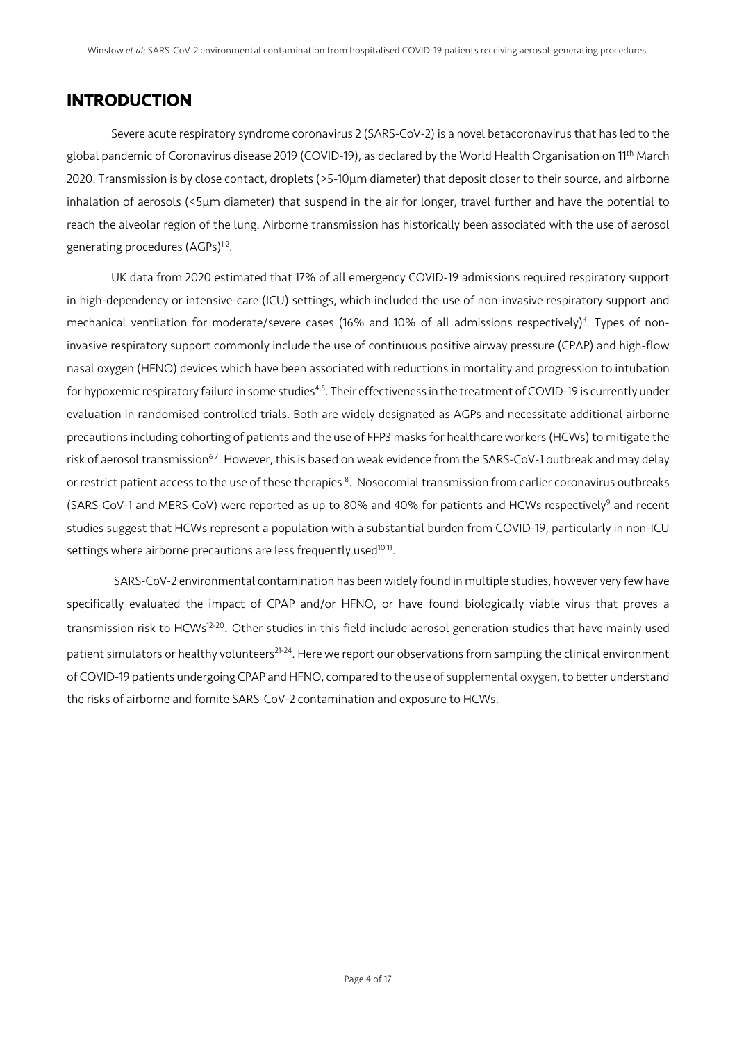# INTRODUCTION

Severe acute respiratory syndrome coronavirus 2 (SARS-CoV-2) is a novel betacoronavirus that has led to the global pandemic of Coronavirus disease 2019 (COVID-19), as declared by the World Health Organisation on 11th March 2020. Transmission is by close contact, droplets (>5-10μm diameter) that deposit closer to their source, and airborne inhalation of aerosols (<5μm diameter) that suspend in the air for longer, travel further and have the potential to reach the alveolar region of the lung. Airborne transmission has historically been associated with the use of aerosol generating procedures (AGPs)[1 2].

UK data from 2020 estimated that 17% of all emergency COVID-19 admissions required respiratory support in high-dependency or intensive-care (ICU) settings, which included the use of non-invasive respiratory support and mechanical ventilation for moderate/severe cases (16% and 10% of all admissions respectively)[3]. Types of non-invasive respiratory support commonly include the use of continuous positive airway pressure (CPAP) and high-flow nasal oxygen (HFNO) devices which have been associated with reductions in mortality and progression to intubation for hypoxemic respiratory failure in some studies[4,5]. Their effectiveness in the treatment of COVID-19 is currently under evaluation in randomised controlled trials. Both are widely designated as AGPs and necessitate additional airborne precautions including cohorting of patients and the use of FFP3 masks for healthcare workers (HCWs) to mitigate the risk of aerosol transmission[6 7]. However, this is based on weak evidence from the SARS-CoV-1 outbreak and may delay or restrict patient access to the use of these therapies [8]. Nosocomial transmission from earlier coronavirus outbreaks (SARS-CoV-1 and MERS-CoV) were reported as up to 80% and 40% for patients and HCWs respectively[9] and recent studies suggest that HCWs represent a population with a substantial burden from COVID-19, particularly in non-ICU settings where airborne precautions are less frequently used[10 11].

SARS-CoV-2 environmental contamination has been widely found in multiple studies, however very few have specifically evaluated the impact of CPAP and/or HFNO, or have found biologically viable virus that proves a transmission risk to HCWs[12-20]. Other studies in this field include aerosol generation studies that have mainly used patient simulators or healthy volunteers[21-24]. Here we report our observations from sampling the clinical environment of COVID-19 patients undergoing CPAP and HFNO, compared to the use of supplemental oxygen, to better understand the risks of airborne and fomite SARS-CoV-2 contamination and exposure to HCWs.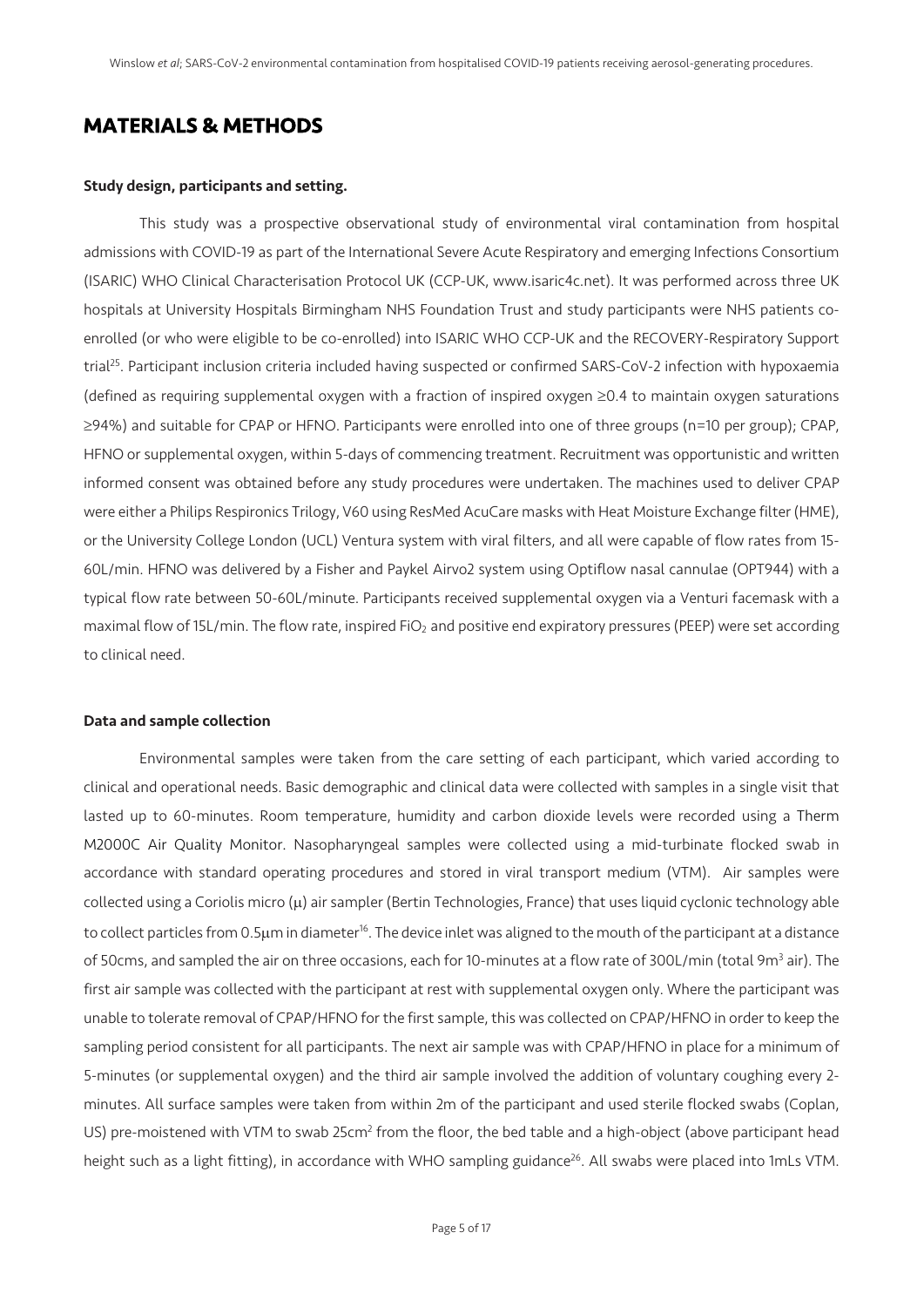# MATERIALS & METHODS

**Study design, participants and setting.**

This study was a prospective observational study of environmental viral contamination from hospital admissions with COVID-19 as part of the International Severe Acute Respiratory and emerging Infections Consortium (ISARIC) WHO Clinical Characterisation Protocol UK (CCP-UK, www.isaric4c.net). It was performed across three UK hospitals at University Hospitals Birmingham NHS Foundation Trust and study participants were NHS patients co-enrolled (or who were eligible to be co-enrolled) into ISARIC WHO CCP-UK and the RECOVERY-Respiratory Support trial[25]. Participant inclusion criteria included having suspected or confirmed SARS-CoV-2 infection with hypoxaemia (defined as requiring supplemental oxygen with a fraction of inspired oxygen ≥0.4 to maintain oxygen saturations ≥94%) and suitable for CPAP or HFNO. Participants were enrolled into one of three groups (n=10 per group); CPAP, HFNO or supplemental oxygen, within 5-days of commencing treatment. Recruitment was opportunistic and written informed consent was obtained before any study procedures were undertaken. The machines used to deliver CPAP were either a Philips Respironics Trilogy, V60 using ResMed AcuCare masks with Heat Moisture Exchange filter (HME), or the University College London (UCL) Ventura system with viral filters, and all were capable of flow rates from 15-60L/min. HFNO was delivered by a Fisher and Paykel Airvo2 system using Optiflow nasal cannulae (OPT944) with a typical flow rate between 50-60L/minute. Participants received supplemental oxygen via a Venturi facemask with a maximal flow of 15L/min. The flow rate, inspired $FiO_2$ and positive end expiratory pressures (PEEP) were set according to clinical need.

**Data and sample collection**

Environmental samples were taken from the care setting of each participant, which varied according to clinical and operational needs. Basic demographic and clinical data were collected with samples in a single visit that lasted up to 60-minutes. Room temperature, humidity and carbon dioxide levels were recorded using a Therm M2000C Air Quality Monitor. Nasopharyngeal samples were collected using a mid-turbinate flocked swab in accordance with standard operating procedures and stored in viral transport medium (VTM). Air samples were collected using a Coriolis micro (μ) air sampler (Bertin Technologies, France) that uses liquid cyclonic technology able to collect particles from 0.5μm in diameter[16]. The device inlet was aligned to the mouth of the participant at a distance of 50cms, and sampled the air on three occasions, each for 10-minutes at a flow rate of 300L/min (total $9m^3$ air). The first air sample was collected with the participant at rest with supplemental oxygen only. Where the participant was unable to tolerate removal of CPAP/HFNO for the first sample, this was collected on CPAP/HFNO in order to keep the sampling period consistent for all participants. The next air sample was with CPAP/HFNO in place for a minimum of 5-minutes (or supplemental oxygen) and the third air sample involved the addition of voluntary coughing every 2-minutes. All surface samples were taken from within 2m of the participant and used sterile flocked swabs (Coplan, US) pre-moistened with VTM to swab $25cm^2$ from the floor, the bed table and a high-object (above participant head height such as a light fitting), in accordance with WHO sampling guidance[26]. All swabs were placed into 1mLs VTM.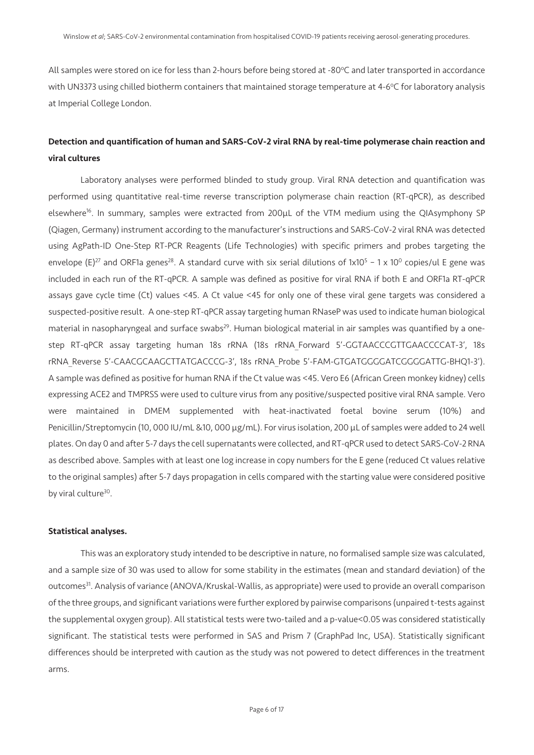All samples were stored on ice for less than 2-hours before being stored at -80°C and later transported in accordance with UN3373 using chilled biotherm containers that maintained storage temperature at 4-6°C for laboratory analysis at Imperial College London.

**Detection and quantification of human and SARS-CoV-2 viral RNA by real-time polymerase chain reaction and viral cultures**

Laboratory analyses were performed blinded to study group. Viral RNA detection and quantification was performed using quantitative real-time reverse transcription polymerase chain reaction (RT-qPCR), as described elsewhere[16]. In summary, samples were extracted from 200µL of the VTM medium using the QIAsymphony SP (Qiagen, Germany) instrument according to the manufacturer's instructions and SARS-CoV-2 viral RNA was detected using AgPath-ID One-Step RT-PCR Reagents (Life Technologies) with specific primers and probes targeting the envelope (E)[27] and ORF1a genes[28]. A standard curve with six serial dilutions of $1x10^5$ – $1 \times 10^0$ copies/ul E gene was included in each run of the RT-qPCR. A sample was defined as positive for viral RNA if both E and ORF1a RT-qPCR assays gave cycle time (Ct) values <45. A Ct value <45 for only one of these viral gene targets was considered a suspected-positive result. A one-step RT-qPCR assay targeting human RNaseP was used to indicate human biological material in nasopharyngeal and surface swabs[29]. Human biological material in air samples was quantified by a one-step RT-qPCR assay targeting human 18s rRNA (18s rRNA_Forward 5'-GGTAACCCGTTGAACCCCAT-3', 18s rRNA_Reverse 5'-CAACGCAAGCTTATGACCCG-3', 18s rRNA_Probe 5'-FAM-GTGATGGGGATCGGGGATTG-BHQ1-3'). A sample was defined as positive for human RNA if the Ct value was <45. Vero E6 (African Green monkey kidney) cells expressing ACE2 and TMPRSS were used to culture virus from any positive/suspected positive viral RNA sample. Vero were maintained in DMEM supplemented with heat-inactivated foetal bovine serum (10%) and Penicillin/Streptomycin (10, 000 IU/mL &10, 000 µg/mL). For virus isolation, 200 µL of samples were added to 24 well plates. On day 0 and after 5-7 days the cell supernatants were collected, and RT-qPCR used to detect SARS-CoV-2 RNA as described above. Samples with at least one log increase in copy numbers for the E gene (reduced Ct values relative to the original samples) after 5-7 days propagation in cells compared with the starting value were considered positive by viral culture[30].

**Statistical analyses.**

This was an exploratory study intended to be descriptive in nature, no formalised sample size was calculated, and a sample size of 30 was used to allow for some stability in the estimates (mean and standard deviation) of the outcomes[31]. Analysis of variance (ANOVA/Kruskal-Wallis, as appropriate) were used to provide an overall comparison of the three groups, and significant variations were further explored by pairwise comparisons (unpaired t-tests against the supplemental oxygen group). All statistical tests were two-tailed and a p-value<0.05 was considered statistically significant. The statistical tests were performed in SAS and Prism 7 (GraphPad Inc, USA). Statistically significant differences should be interpreted with caution as the study was not powered to detect differences in the treatment arms.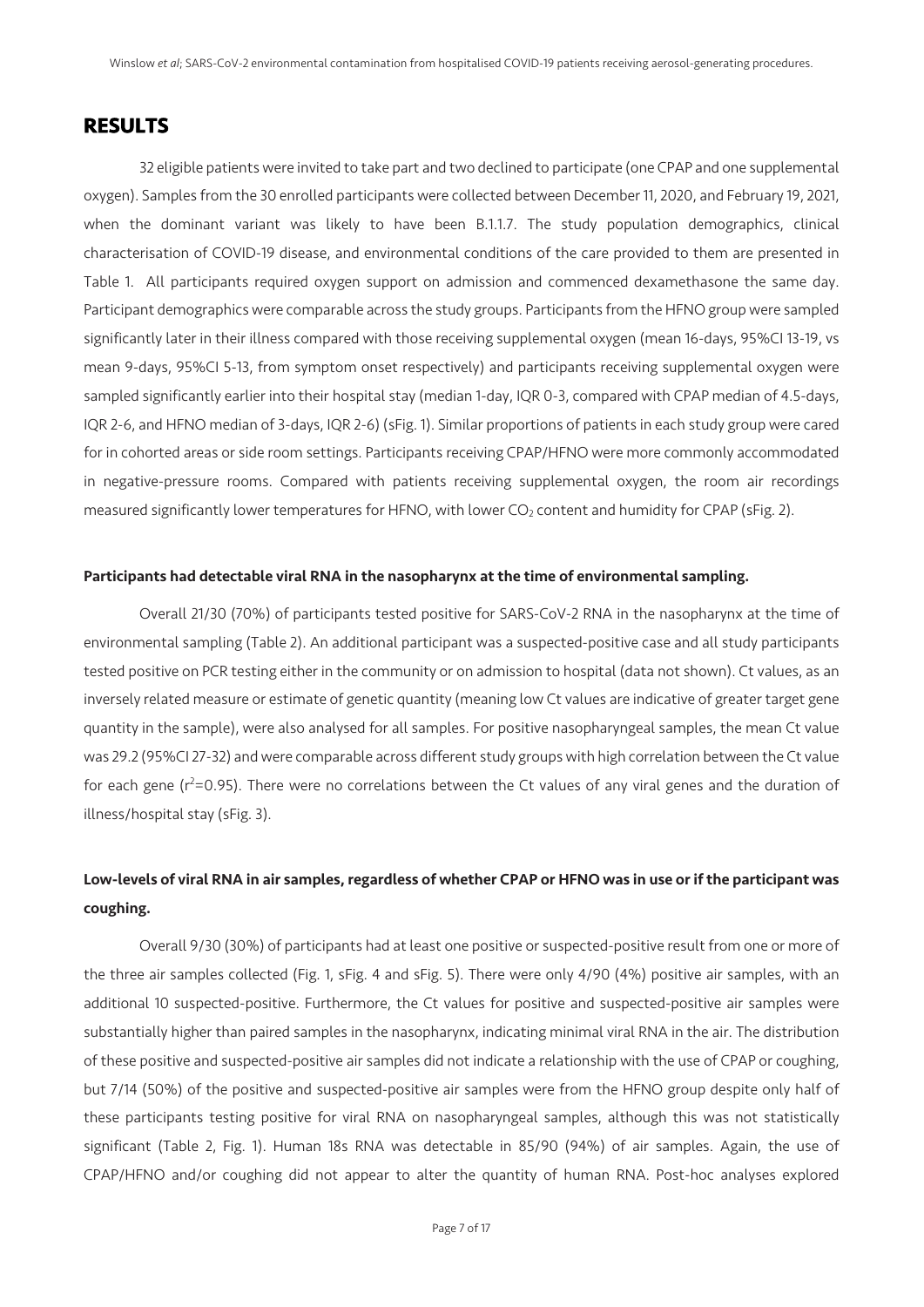# RESULTS

32 eligible patients were invited to take part and two declined to participate (one CPAP and one supplemental oxygen). Samples from the 30 enrolled participants were collected between December 11, 2020, and February 19, 2021, when the dominant variant was likely to have been B.1.1.7. The study population demographics, clinical characterisation of COVID-19 disease, and environmental conditions of the care provided to them are presented in Table 1. All participants required oxygen support on admission and commenced dexamethasone the same day. Participant demographics were comparable across the study groups. Participants from the HFNO group were sampled significantly later in their illness compared with those receiving supplemental oxygen (mean 16-days, 95%CI 13-19, vs mean 9-days, 95%CI 5-13, from symptom onset respectively) and participants receiving supplemental oxygen were sampled significantly earlier into their hospital stay (median 1-day, IQR 0-3, compared with CPAP median of 4.5-days, IQR 2-6, and HFNO median of 3-days, IQR 2-6) (sFig. 1). Similar proportions of patients in each study group were cared for in cohorted areas or side room settings. Participants receiving CPAP/HFNO were more commonly accommodated in negative-pressure rooms. Compared with patients receiving supplemental oxygen, the room air recordings measured significantly lower temperatures for HFNO, with lower $CO_2$ content and humidity for CPAP (sFig. 2).

**Participants had detectable viral RNA in the nasopharynx at the time of environmental sampling.**

Overall 21/30 (70%) of participants tested positive for SARS-CoV-2 RNA in the nasopharynx at the time of environmental sampling (Table 2). An additional participant was a suspected-positive case and all study participants tested positive on PCR testing either in the community or on admission to hospital (data not shown). Ct values, as an inversely related measure or estimate of genetic quantity (meaning low Ct values are indicative of greater target gene quantity in the sample), were also analysed for all samples. For positive nasopharyngeal samples, the mean Ct value was 29.2 (95%CI 27-32) and were comparable across different study groups with high correlation between the Ct value for each gene ($r^2$=0.95). There were no correlations between the Ct values of any viral genes and the duration of illness/hospital stay (sFig. 3).

**Low-levels of viral RNA in air samples, regardless of whether CPAP or HFNO was in use or if the participant was coughing.**

Overall 9/30 (30%) of participants had at least one positive or suspected-positive result from one or more of the three air samples collected (Fig. 1, sFig. 4 and sFig. 5). There were only 4/90 (4%) positive air samples, with an additional 10 suspected-positive. Furthermore, the Ct values for positive and suspected-positive air samples were substantially higher than paired samples in the nasopharynx, indicating minimal viral RNA in the air. The distribution of these positive and suspected-positive air samples did not indicate a relationship with the use of CPAP or coughing, but 7/14 (50%) of the positive and suspected-positive air samples were from the HFNO group despite only half of these participants testing positive for viral RNA on nasopharyngeal samples, although this was not statistically significant (Table 2, Fig. 1). Human 18s RNA was detectable in 85/90 (94%) of air samples. Again, the use of CPAP/HFNO and/or coughing did not appear to alter the quantity of human RNA. Post-hoc analyses explored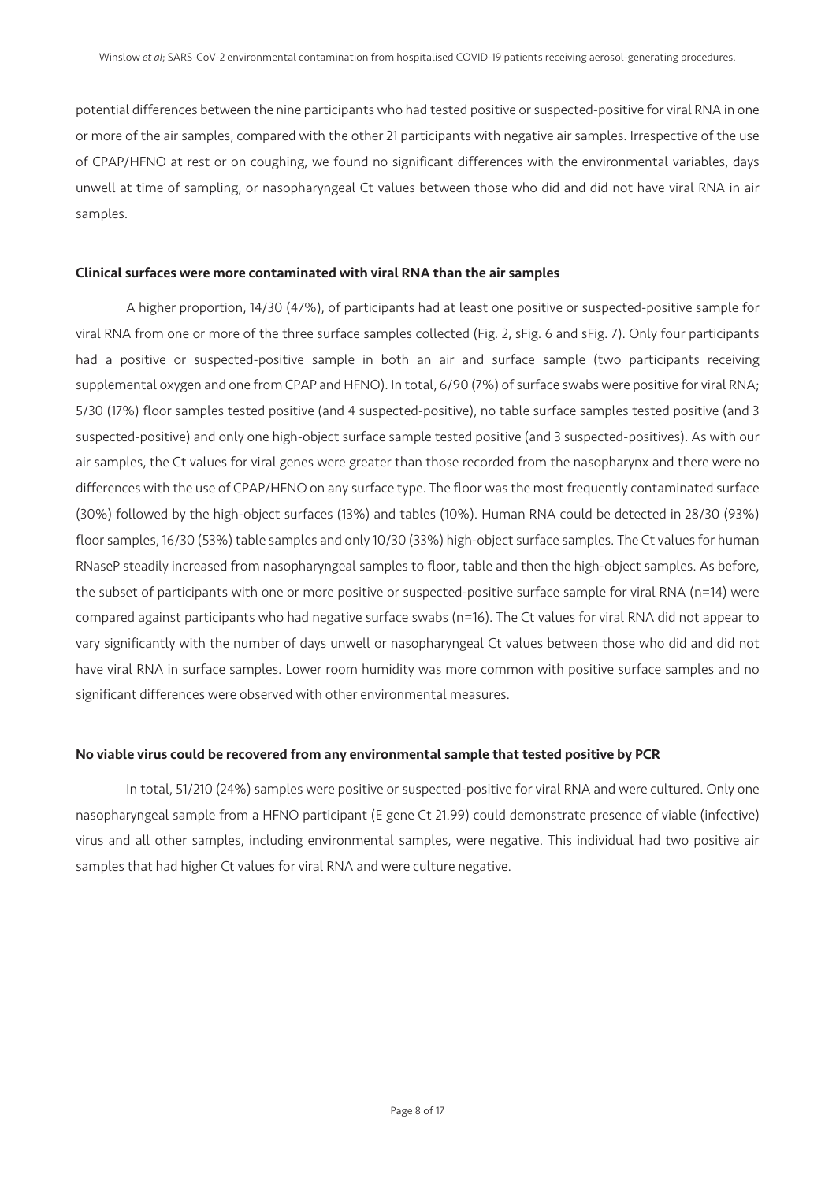potential differences between the nine participants who had tested positive or suspected-positive for viral RNA in one or more of the air samples, compared with the other 21 participants with negative air samples. Irrespective of the use of CPAP/HFNO at rest or on coughing, we found no significant differences with the environmental variables, days unwell at time of sampling, or nasopharyngeal Ct values between those who did and did not have viral RNA in air samples.

**Clinical surfaces were more contaminated with viral RNA than the air samples**

A higher proportion, 14/30 (47%), of participants had at least one positive or suspected-positive sample for viral RNA from one or more of the three surface samples collected (Fig. 2, sFig. 6 and sFig. 7). Only four participants had a positive or suspected-positive sample in both an air and surface sample (two participants receiving supplemental oxygen and one from CPAP and HFNO). In total, 6/90 (7%) of surface swabs were positive for viral RNA; 5/30 (17%) floor samples tested positive (and 4 suspected-positive), no table surface samples tested positive (and 3 suspected-positive) and only one high-object surface sample tested positive (and 3 suspected-positives). As with our air samples, the Ct values for viral genes were greater than those recorded from the nasopharynx and there were no differences with the use of CPAP/HFNO on any surface type. The floor was the most frequently contaminated surface (30%) followed by the high-object surfaces (13%) and tables (10%). Human RNA could be detected in 28/30 (93%) floor samples, 16/30 (53%) table samples and only 10/30 (33%) high-object surface samples. The Ct values for human RNaseP steadily increased from nasopharyngeal samples to floor, table and then the high-object samples. As before, the subset of participants with one or more positive or suspected-positive surface sample for viral RNA (n=14) were compared against participants who had negative surface swabs (n=16). The Ct values for viral RNA did not appear to vary significantly with the number of days unwell or nasopharyngeal Ct values between those who did and did not have viral RNA in surface samples. Lower room humidity was more common with positive surface samples and no significant differences were observed with other environmental measures.

**No viable virus could be recovered from any environmental sample that tested positive by PCR**

In total, 51/210 (24%) samples were positive or suspected-positive for viral RNA and were cultured. Only one nasopharyngeal sample from a HFNO participant (E gene Ct 21.99) could demonstrate presence of viable (infective) virus and all other samples, including environmental samples, were negative. This individual had two positive air samples that had higher Ct values for viral RNA and were culture negative.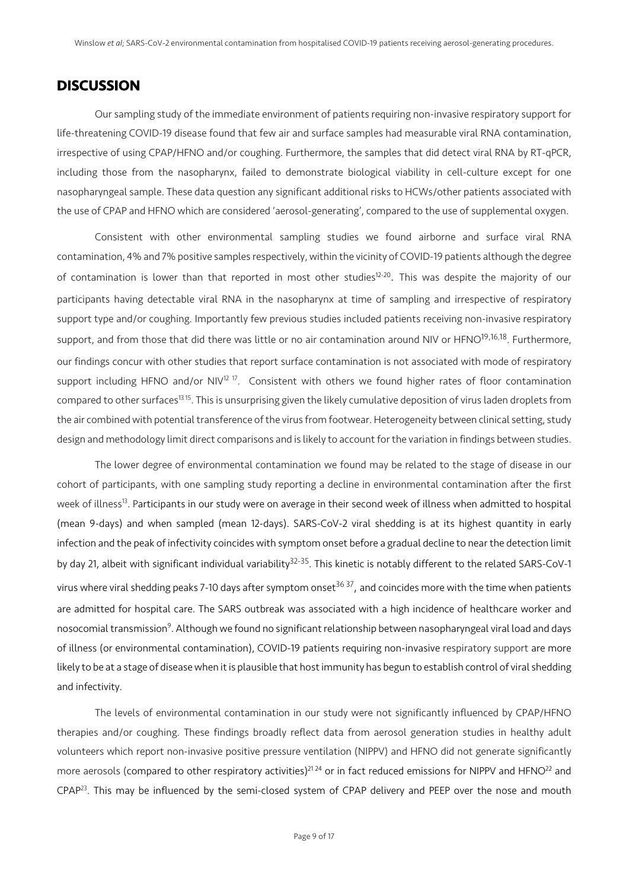## DISCUSSION

Our sampling study of the immediate environment of patients requiring non-invasive respiratory support for life-threatening COVID-19 disease found that few air and surface samples had measurable viral RNA contamination, irrespective of using CPAP/HFNO and/or coughing. Furthermore, the samples that did detect viral RNA by RT-qPCR, including those from the nasopharynx, failed to demonstrate biological viability in cell-culture except for one nasopharyngeal sample. These data question any significant additional risks to HCWs/other patients associated with the use of CPAP and HFNO which are considered 'aerosol-generating', compared to the use of supplemental oxygen.

Consistent with other environmental sampling studies we found airborne and surface viral RNA contamination, 4% and 7% positive samples respectively, within the vicinity of COVID-19 patients although the degree of contamination is lower than that reported in most other studies[12-20]. This was despite the majority of our participants having detectable viral RNA in the nasopharynx at time of sampling and irrespective of respiratory support type and/or coughing. Importantly few previous studies included patients receiving non-invasive respiratory support, and from those that did there was little or no air contamination around NIV or HFNO[19,16,18]. Furthermore, our findings concur with other studies that report surface contamination is not associated with mode of respiratory support including HFNO and/or NIV[12 17]. Consistent with others we found higher rates of floor contamination compared to other surfaces[13 15]. This is unsurprising given the likely cumulative deposition of virus laden droplets from the air combined with potential transference of the virus from footwear. Heterogeneity between clinical setting, study design and methodology limit direct comparisons and is likely to account for the variation in findings between studies.

The lower degree of environmental contamination we found may be related to the stage of disease in our cohort of participants, with one sampling study reporting a decline in environmental contamination after the first week of illness[13]. Participants in our study were on average in their second week of illness when admitted to hospital (mean 9-days) and when sampled (mean 12-days). SARS-CoV-2 viral shedding is at its highest quantity in early infection and the peak of infectivity coincides with symptom onset before a gradual decline to near the detection limit by day 21, albeit with significant individual variability[32-35]. This kinetic is notably different to the related SARS-CoV-1 virus where viral shedding peaks 7-10 days after symptom onset[36 37], and coincides more with the time when patients are admitted for hospital care. The SARS outbreak was associated with a high incidence of healthcare worker and nosocomial transmission[9]. Although we found no significant relationship between nasopharyngeal viral load and days of illness (or environmental contamination), COVID-19 patients requiring non-invasive respiratory support are more likely to be at a stage of disease when it is plausible that host immunity has begun to establish control of viral shedding and infectivity.

The levels of environmental contamination in our study were not significantly influenced by CPAP/HFNO therapies and/or coughing. These findings broadly reflect data from aerosol generation studies in healthy adult volunteers which report non-invasive positive pressure ventilation (NIPPV) and HFNO did not generate significantly more aerosols (compared to other respiratory activities)[21 24] or in fact reduced emissions for NIPPV and HFNO[22] and CPAP[23]. This may be influenced by the semi-closed system of CPAP delivery and PEEP over the nose and mouth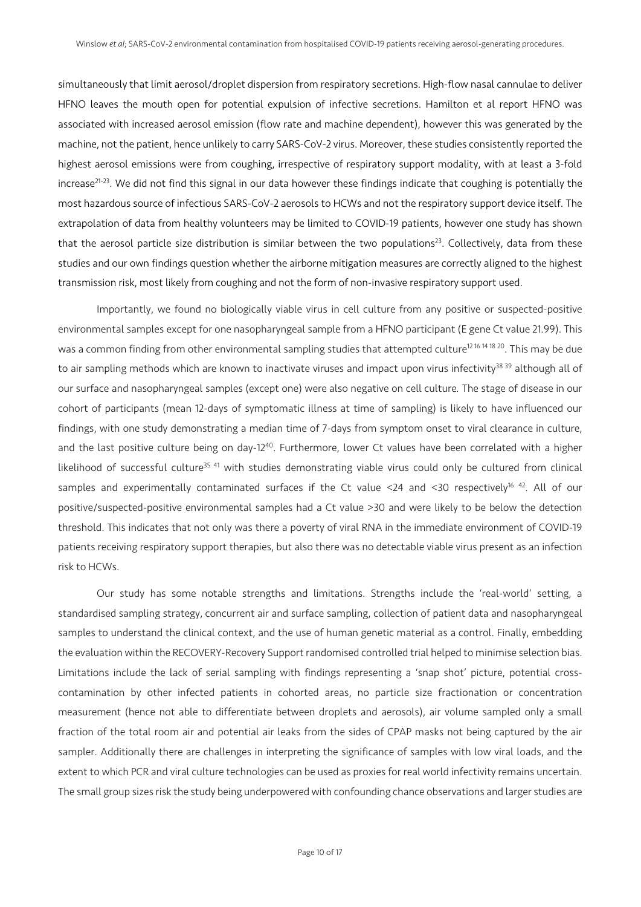simultaneously that limit aerosol/droplet dispersion from respiratory secretions. High-flow nasal cannulae to deliver HFNO leaves the mouth open for potential expulsion of infective secretions. Hamilton et al report HFNO was associated with increased aerosol emission (flow rate and machine dependent), however this was generated by the machine, not the patient, hence unlikely to carry SARS-CoV-2 virus. Moreover, these studies consistently reported the highest aerosol emissions were from coughing, irrespective of respiratory support modality, with at least a 3-fold increase[21-23]. We did not find this signal in our data however these findings indicate that coughing is potentially the most hazardous source of infectious SARS-CoV-2 aerosols to HCWs and not the respiratory support device itself. The extrapolation of data from healthy volunteers may be limited to COVID-19 patients, however one study has shown that the aerosol particle size distribution is similar between the two populations[23]. Collectively, data from these studies and our own findings question whether the airborne mitigation measures are correctly aligned to the highest transmission risk, most likely from coughing and not the form of non-invasive respiratory support used.

Importantly, we found no biologically viable virus in cell culture from any positive or suspected-positive environmental samples except for one nasopharyngeal sample from a HFNO participant (E gene Ct value 21.99). This was a common finding from other environmental sampling studies that attempted culture[12 16 14 18 20]. This may be due to air sampling methods which are known to inactivate viruses and impact upon virus infectivity[38 39] although all of our surface and nasopharyngeal samples (except one) were also negative on cell culture. The stage of disease in our cohort of participants (mean 12-days of symptomatic illness at time of sampling) is likely to have influenced our findings, with one study demonstrating a median time of 7-days from symptom onset to viral clearance in culture, and the last positive culture being on day-12[40]. Furthermore, lower Ct values have been correlated with a higher likelihood of successful culture[35 41] with studies demonstrating viable virus could only be cultured from clinical samples and experimentally contaminated surfaces if the Ct value <24 and <30 respectively[16 42]. All of our positive/suspected-positive environmental samples had a Ct value >30 and were likely to be below the detection threshold. This indicates that not only was there a poverty of viral RNA in the immediate environment of COVID-19 patients receiving respiratory support therapies, but also there was no detectable viable virus present as an infection risk to HCWs.

Our study has some notable strengths and limitations. Strengths include the 'real-world' setting, a standardised sampling strategy, concurrent air and surface sampling, collection of patient data and nasopharyngeal samples to understand the clinical context, and the use of human genetic material as a control. Finally, embedding the evaluation within the RECOVERY-Recovery Support randomised controlled trial helped to minimise selection bias. Limitations include the lack of serial sampling with findings representing a 'snap shot' picture, potential cross-contamination by other infected patients in cohorted areas, no particle size fractionation or concentration measurement (hence not able to differentiate between droplets and aerosols), air volume sampled only a small fraction of the total room air and potential air leaks from the sides of CPAP masks not being captured by the air sampler. Additionally there are challenges in interpreting the significance of samples with low viral loads, and the extent to which PCR and viral culture technologies can be used as proxies for real world infectivity remains uncertain. The small group sizes risk the study being underpowered with confounding chance observations and larger studies are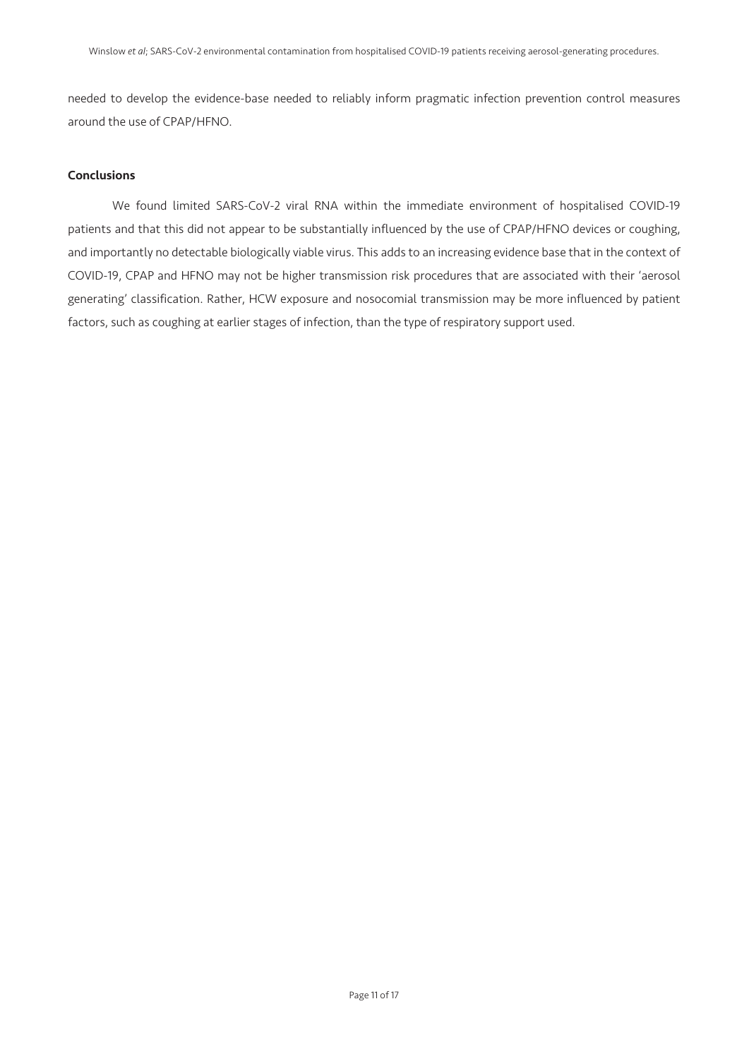needed to develop the evidence-base needed to reliably inform pragmatic infection prevention control measures around the use of CPAP/HFNO.

**Conclusions**

We found limited SARS-CoV-2 viral RNA within the immediate environment of hospitalised COVID-19 patients and that this did not appear to be substantially influenced by the use of CPAP/HFNO devices or coughing, and importantly no detectable biologically viable virus. This adds to an increasing evidence base that in the context of COVID-19, CPAP and HFNO may not be higher transmission risk procedures that are associated with their 'aerosol generating' classification. Rather, HCW exposure and nosocomial transmission may be more influenced by patient factors, such as coughing at earlier stages of infection, than the type of respiratory support used.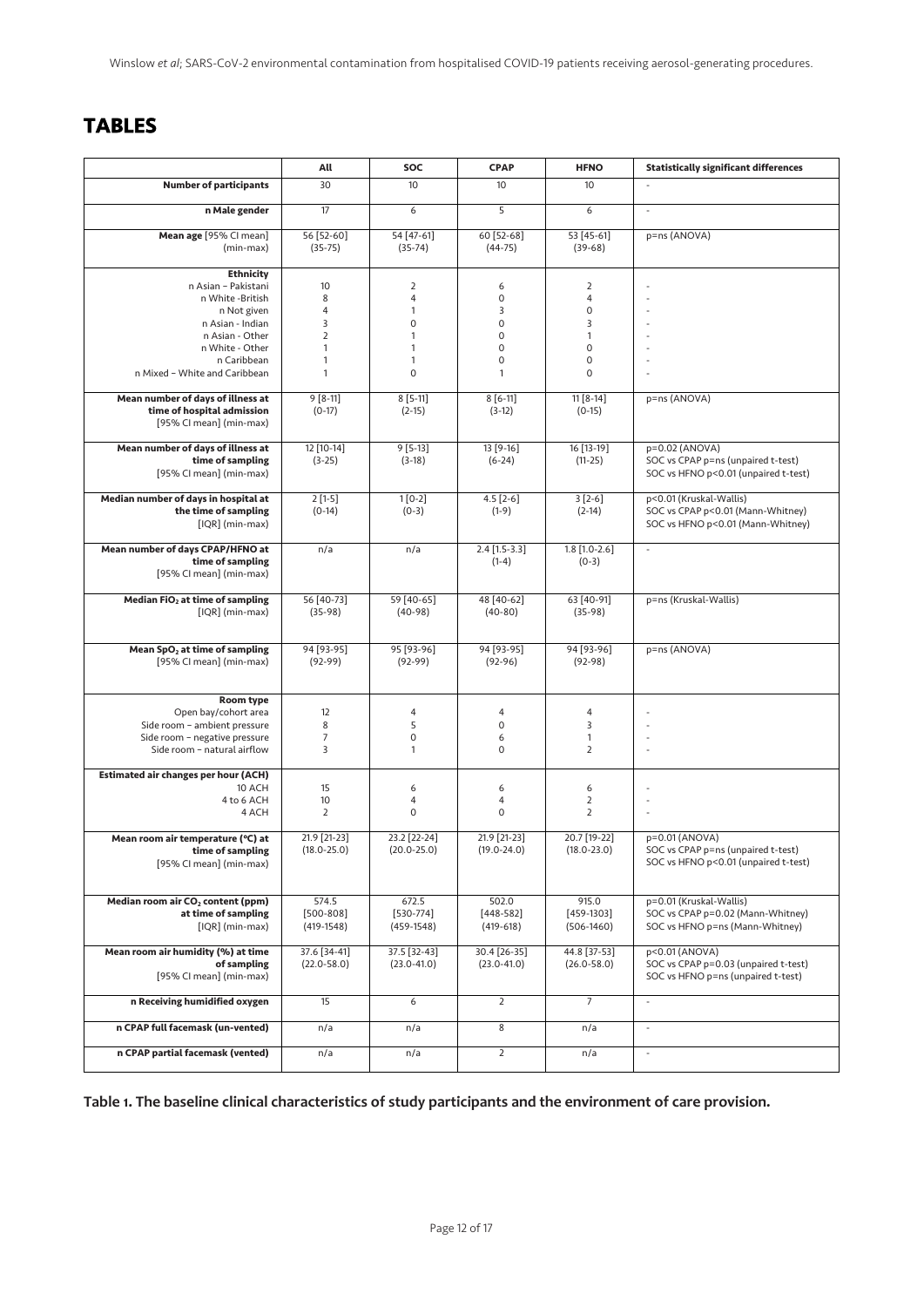# TABLES

| | All | SOC | CPAP | HFNO | Statistically significant differences |
|---|---|---|---|---|---|
| **Number of participants** | 30 | 10 | 10 | 10 | - |
| **n Male gender** | 17 | 6 | 5 | 6 | - |
| **Mean age** [95% CI mean] (min-max) | 56 [52-60] (35-75) | 54 [47-61] (35-74) | 60 [52-68] (44-75) | 53 [45-61] (39-68) | p=ns (ANOVA) |
| **Ethnicity** | | | | | |
| n Asian – Pakistani | 10 | 2 | 6 | 2 | - |
| n White -British | 8 | 4 | 0 | 4 | - |
| n Not given | 4 | 1 | 3 | 0 | - |
| n Asian - Indian | 3 | 0 | 0 | 3 | - |
| n Asian - Other | 2 | 1 | 0 | 1 | - |
| n White - Other | 1 | 1 | 0 | 0 | - |
| n Caribbean | 1 | 1 | 0 | 0 | - |
| n Mixed – White and Caribbean | 1 | 0 | 1 | 0 | - |
| **Mean number of days of illness at time of hospital admission** [95% CI mean] (min-max) | 9 [8-11] (0-17) | 8 [5-11] (2-15) | 8 [6-11] (3-12) | 11 [8-14] (0-15) | p=ns (ANOVA) |
| **Mean number of days of illness at time of sampling** [95% CI mean] (min-max) | 12 [10-14] (3-25) | 9 [5-13] (3-18) | 13 [9-16] (6-24) | 16 [13-19] (11-25) | p=0.02 (ANOVA) SOC vs CPAP p=ns (unpaired t-test) SOC vs HFNO p<0.01 (unpaired t-test) |
| **Median number of days in hospital at the time of sampling** [IQR] (min-max) | 2 [1-5] (0-14) | 1 [0-2] (0-3) | 4.5 [2-6] (1-9) | 3 [2-6] (2-14) | p<0.01 (Kruskal-Wallis) SOC vs CPAP p<0.01 (Mann-Whitney) SOC vs HFNO p<0.01 (Mann-Whitney) |
| **Mean number of days CPAP/HFNO at time of sampling** [95% CI mean] (min-max) | n/a | n/a | 2.4 [1.5-3.3] (1-4) | 1.8 [1.0-2.6] (0-3) | - |
| **Median $FiO_2$ at time of sampling** [IQR] (min-max) | 56 [40-73] (35-98) | 59 [40-65] (40-98) | 48 [40-62] (40-80) | 63 [40-91] (35-98) | p=ns (Kruskal-Wallis) |
| **Mean $SpO_2$ at time of sampling** [95% CI mean] (min-max) | 94 [93-95] (92-99) | 95 [93-96] (92-99) | 94 [93-95] (92-96) | 94 [93-96] (92-98) | p=ns (ANOVA) |
| **Room type** | | | | | |
| Open bay/cohort area | 12 | 4 | 4 | 4 | - |
| Side room – ambient pressure | 8 | 5 | 0 | 3 | - |
| Side room – negative pressure | 7 | 0 | 6 | 1 | - |
| Side room – natural airflow | 3 | 1 | 0 | 2 | - |
| **Estimated air changes per hour (ACH)** | | | | | |
| 10 ACH | 15 | 6 | 6 | 6 | - |
| 4 to 6 ACH | 10 | 4 | 4 | 2 | - |
| 4 ACH | 2 | 0 | 0 | 2 | - |
| **Mean room air temperature (°C) at time of sampling** [95% CI mean] (min-max) | 21.9 [21-23] (18.0-25.0) | 23.2 [22-24] (20.0-25.0) | 21.9 [21-23] (19.0-24.0) | 20.7 [19-22] (18.0-23.0) | p=0.01 (ANOVA) SOC vs CPAP p=ns (unpaired t-test) SOC vs HFNO p<0.01 (unpaired t-test) |
| **Median room air $CO_2$ content (ppm) at time of sampling** [IQR] (min-max) | 574.5 [500-808] (419-1548) | 672.5 [530-774] (459-1548) | 502.0 [448-582] (419-618) | 915.0 [459-1303] (506-1460) | p=0.01 (Kruskal-Wallis) SOC vs CPAP p=0.02 (Mann-Whitney) SOC vs HFNO p=ns (Mann-Whitney) |
| **Mean room air humidity (%) at time of sampling** [95% CI mean] (min-max) | 37.6 [34-41] (22.0-58.0) | 37.5 [32-43] (23.0-41.0) | 30.4 [26-35] (23.0-41.0) | 44.8 [37-53] (26.0-58.0) | p<0.01 (ANOVA) SOC vs CPAP p=0.03 (unpaired t-test) SOC vs HFNO p=ns (unpaired t-test) |
| **n Receiving humidified oxygen** | 15 | 6 | 2 | 7 | - |
| **n CPAP full facemask (un-vented)** | n/a | n/a | 8 | n/a | - |
| **n CPAP partial facemask (vented)** | n/a | n/a | 2 | n/a | - |

**Table 1. The baseline clinical characteristics of study participants and the environment of care provision.**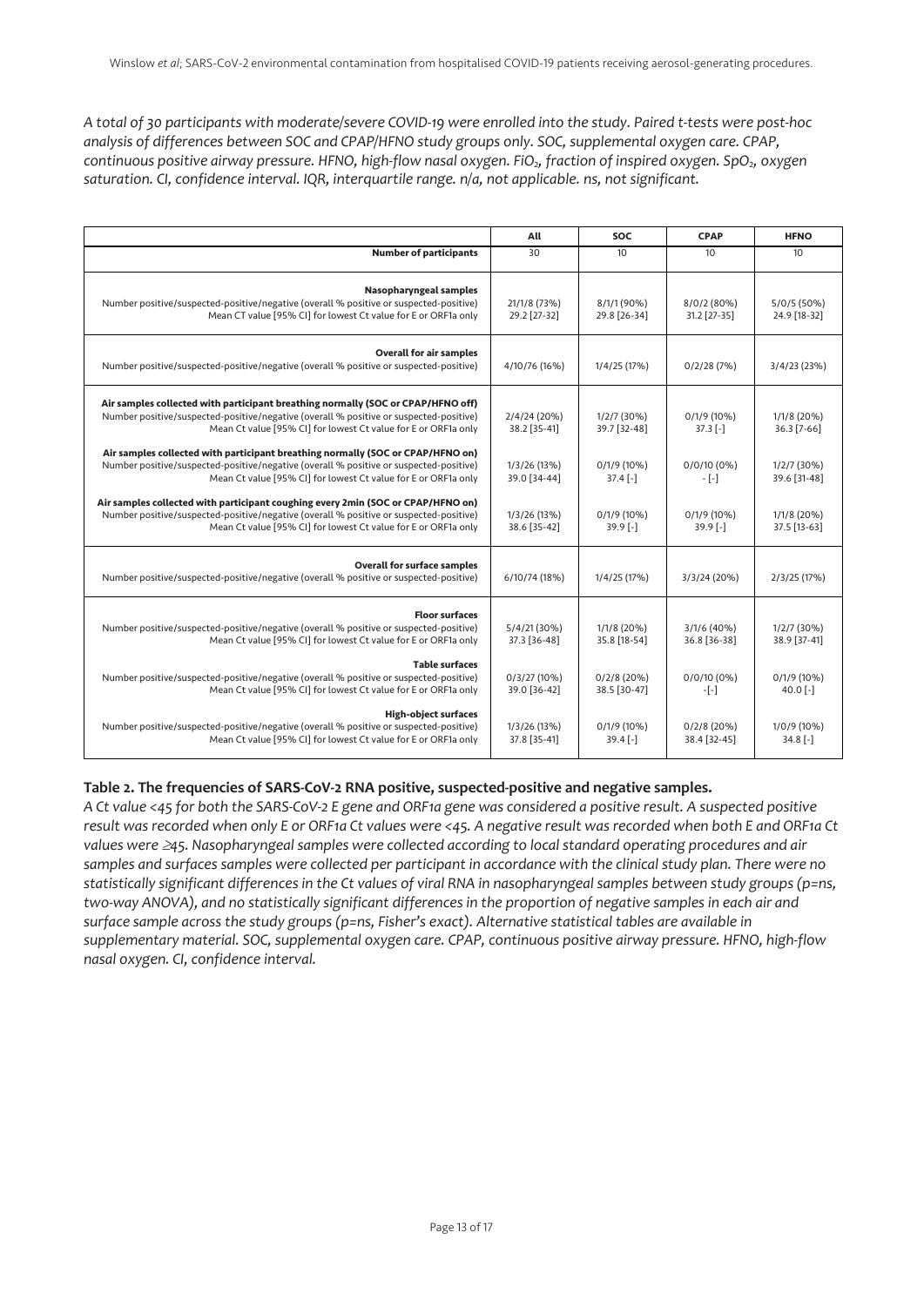*A total of 30 participants with moderate/severe COVID-19 were enrolled into the study. Paired t-tests were post-hoc analysis of differences between SOC and CPAP/HFNO study groups only. SOC, supplemental oxygen care. CPAP, continuous positive airway pressure. HFNO, high-flow nasal oxygen. $FiO_2$, fraction of inspired oxygen. $SpO_2$, oxygen saturation. CI, confidence interval. IQR, interquartile range. n/a, not applicable. ns, not significant.*

| | All | SOC | CPAP | HFNO |
|---|---|---|---|---|
| **Number of participants** | 30 | 10 | 10 | 10 |
| **Nasopharyngeal samples** | | | | |
| Number positive/suspected-positive/negative (overall % positive or suspected-positive) | 21/1/8 (73%) | 8/1/1 (90%) | 8/0/2 (80%) | 5/0/5 (50%) |
| Mean CT value [95% CI] for lowest Ct value for E or ORF1a only | 29.2 [27-32] | 29.8 [26-34] | 31.2 [27-35] | 24.9 [18-32] |
| **Overall for air samples** | | | | |
| Number positive/suspected-positive/negative (overall % positive or suspected-positive) | 4/10/76 (16%) | 1/4/25 (17%) | 0/2/28 (7%) | 3/4/23 (23%) |
| **Air samples collected with participant breathing normally (SOC or CPAP/HFNO off)** | | | | |
| Number positive/suspected-positive/negative (overall % positive or suspected-positive) | 2/4/24 (20%) | 1/2/7 (30%) | 0/1/9 (10%) | 1/1/8 (20%) |
| Mean Ct value [95% CI] for lowest Ct value for E or ORF1a only | 38.2 [35-41] | 39.7 [32-48] | 37.3 [-] | 36.3 [7-66] |
| **Air samples collected with participant breathing normally (SOC or CPAP/HFNO on)** | | | | |
| Number positive/suspected-positive/negative (overall % positive or suspected-positive) | 1/3/26 (13%) | 0/1/9 (10%) | 0/0/10 (0%) | 1/2/7 (30%) |
| Mean Ct value [95% CI] for lowest Ct value for E or ORF1a only | 39.0 [34-44] | 37.4 [-] | - [-] | 39.6 [31-48] |
| **Air samples collected with participant coughing every 2min (SOC or CPAP/HFNO on)** | | | | |
| Number positive/suspected-positive/negative (overall % positive or suspected-positive) | 1/3/26 (13%) | 0/1/9 (10%) | 0/1/9 (10%) | 1/1/8 (20%) |
| Mean Ct value [95% CI] for lowest Ct value for E or ORF1a only | 38.6 [35-42] | 39.9 [-] | 39.9 [-] | 37.5 [13-63] |
| **Overall for surface samples** | | | | |
| Number positive/suspected-positive/negative (overall % positive or suspected-positive) | 6/10/74 (18%) | 1/4/25 (17%) | 3/3/24 (20%) | 2/3/25 (17%) |
| **Floor surfaces** | | | | |
| Number positive/suspected-positive/negative (overall % positive or suspected-positive) | 5/4/21 (30%) | 1/1/8 (20%) | 3/1/6 (40%) | 1/2/7 (30%) |
| Mean Ct value [95% CI] for lowest Ct value for E or ORF1a only | 37.3 [36-48] | 35.8 [18-54] | 36.8 [36-38] | 38.9 [37-41] |
| **Table surfaces** | | | | |
| Number positive/suspected-positive/negative (overall % positive or suspected-positive) | 0/3/27 (10%) | 0/2/8 (20%) | 0/0/10 (0%) | 0/1/9 (10%) |
| Mean Ct value [95% CI] for lowest Ct value for E or ORF1a only | 39.0 [36-42] | 38.5 [30-47] | -[-] | 40.0 [-] |
| **High-object surfaces** | | | | |
| Number positive/suspected-positive/negative (overall % positive or suspected-positive) | 1/3/26 (13%) | 0/1/9 (10%) | 0/2/8 (20%) | 1/0/9 (10%) |
| Mean Ct value [95% CI] for lowest Ct value for E or ORF1a only | 37.8 [35-41] | 39.4 [-] | 38.4 [32-45] | 34.8 [-] |

**Table 2. The frequencies of SARS-CoV-2 RNA positive, suspected-positive and negative samples.**

*A Ct value <45 for both the SARS-CoV-2 E gene and ORF1a gene was considered a positive result. A suspected positive result was recorded when only E or ORF1a Ct values were <45. A negative result was recorded when both E and ORF1a Ct values were ≥45. Nasopharyngeal samples were collected according to local standard operating procedures and air samples and surfaces samples were collected per participant in accordance with the clinical study plan. There were no statistically significant differences in the Ct values of viral RNA in nasopharyngeal samples between study groups (p=ns, two-way ANOVA), and no statistically significant differences in the proportion of negative samples in each air and surface sample across the study groups (p=ns, Fisher's exact). Alternative statistical tables are available in supplementary material. SOC, supplemental oxygen care. CPAP, continuous positive airway pressure. HFNO, high-flow nasal oxygen. CI, confidence interval.*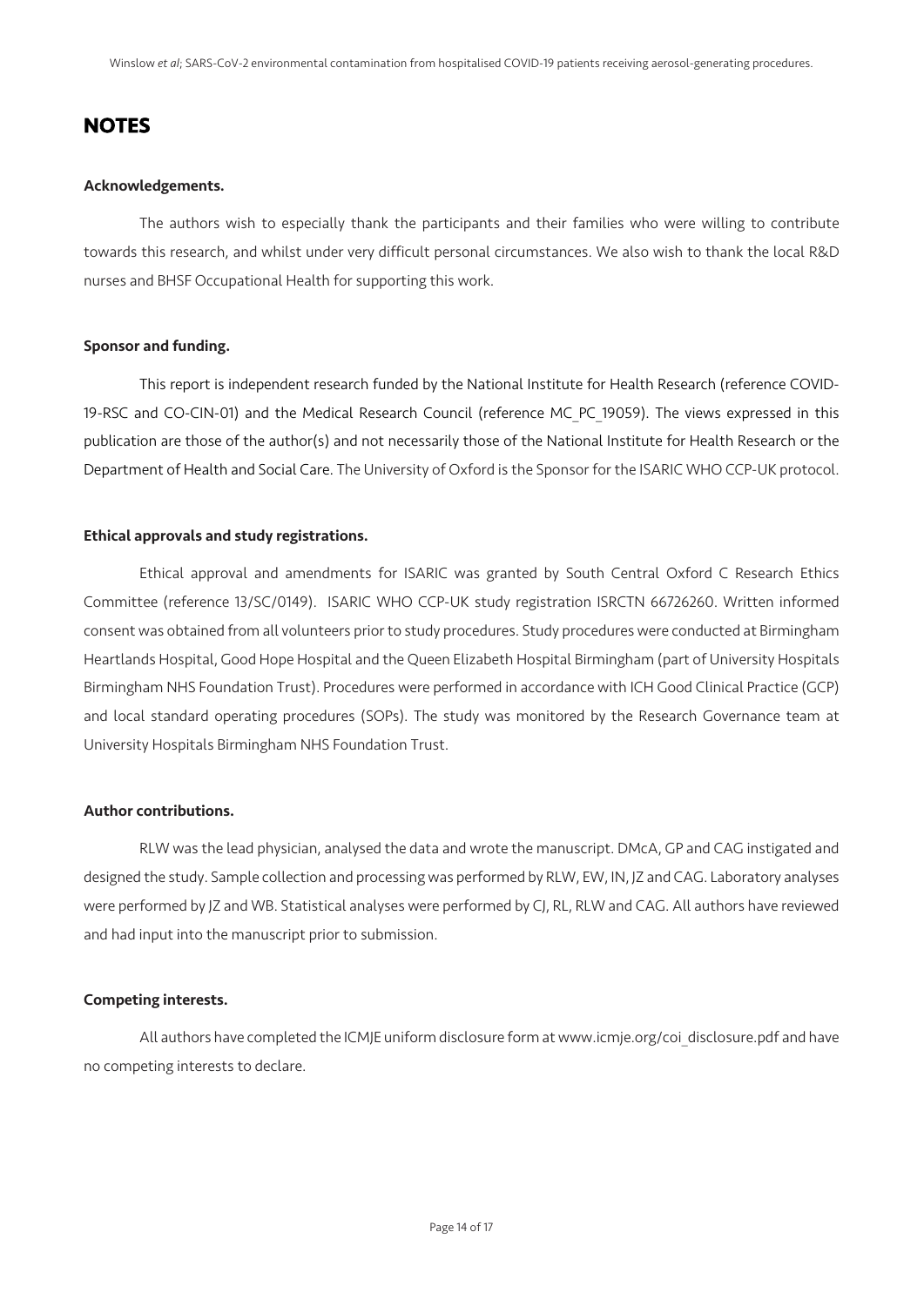## NOTES

**Acknowledgements.**

The authors wish to especially thank the participants and their families who were willing to contribute towards this research, and whilst under very difficult personal circumstances. We also wish to thank the local R&D nurses and BHSF Occupational Health for supporting this work.

**Sponsor and funding.**

This report is independent research funded by the National Institute for Health Research (reference COVID-19-RSC and CO-CIN-01) and the Medical Research Council (reference MC_PC_19059). The views expressed in this publication are those of the author(s) and not necessarily those of the National Institute for Health Research or the Department of Health and Social Care. The University of Oxford is the Sponsor for the ISARIC WHO CCP-UK protocol.

**Ethical approvals and study registrations.**

Ethical approval and amendments for ISARIC was granted by South Central Oxford C Research Ethics Committee (reference 13/SC/0149). ISARIC WHO CCP-UK study registration ISRCTN 66726260. Written informed consent was obtained from all volunteers prior to study procedures. Study procedures were conducted at Birmingham Heartlands Hospital, Good Hope Hospital and the Queen Elizabeth Hospital Birmingham (part of University Hospitals Birmingham NHS Foundation Trust). Procedures were performed in accordance with ICH Good Clinical Practice (GCP) and local standard operating procedures (SOPs). The study was monitored by the Research Governance team at University Hospitals Birmingham NHS Foundation Trust.

**Author contributions.**

RLW was the lead physician, analysed the data and wrote the manuscript. DMcA, GP and CAG instigated and designed the study. Sample collection and processing was performed by RLW, EW, IN, JZ and CAG. Laboratory analyses were performed by JZ and WB. Statistical analyses were performed by CJ, RL, RLW and CAG. All authors have reviewed and had input into the manuscript prior to submission.

**Competing interests.**

All authors have completed the ICMJE uniform disclosure form at www.icmje.org/coi_disclosure.pdf and have no competing interests to declare.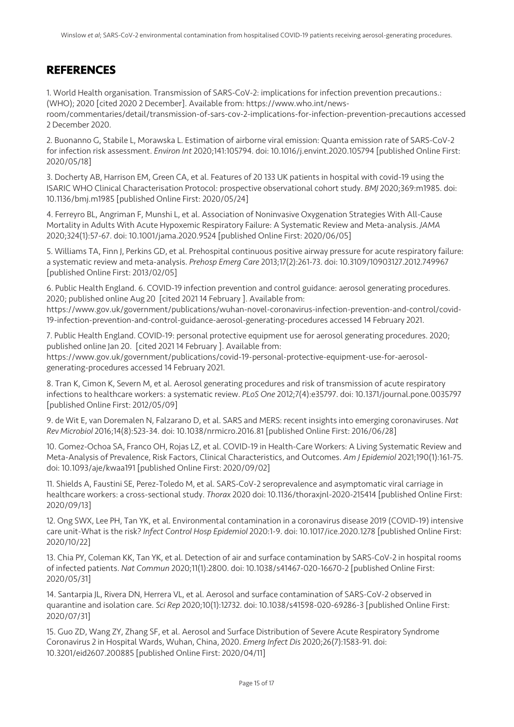## REFERENCES

1. World Health organisation. Transmission of SARS-CoV-2: implications for infection prevention precautions.: (WHO); 2020 [cited 2020 2 December]. Available from: https://www.who.int/news-room/commentaries/detail/transmission-of-sars-cov-2-implications-for-infection-prevention-precautions accessed 2 December 2020.

2. Buonanno G, Stabile L, Morawska L. Estimation of airborne viral emission: Quanta emission rate of SARS-CoV-2 for infection risk assessment. *Environ Int* 2020;141:105794. doi: 10.1016/j.envint.2020.105794 [published Online First: 2020/05/18]

3. Docherty AB, Harrison EM, Green CA, et al. Features of 20 133 UK patients in hospital with covid-19 using the ISARIC WHO Clinical Characterisation Protocol: prospective observational cohort study. *BMJ* 2020;369:m1985. doi: 10.1136/bmj.m1985 [published Online First: 2020/05/24]

4. Ferreyro BL, Angriman F, Munshi L, et al. Association of Noninvasive Oxygenation Strategies With All-Cause Mortality in Adults With Acute Hypoxemic Respiratory Failure: A Systematic Review and Meta-analysis. *JAMA* 2020;324(1):57-67. doi: 10.1001/jama.2020.9524 [published Online First: 2020/06/05]

5. Williams TA, Finn J, Perkins GD, et al. Prehospital continuous positive airway pressure for acute respiratory failure: a systematic review and meta-analysis. *Prehosp Emerg Care* 2013;17(2):261-73. doi: 10.3109/10903127.2012.749967 [published Online First: 2013/02/05]

6. Public Health England. 6. COVID-19 infection prevention and control guidance: aerosol generating procedures. 2020; published online Aug 20 [cited 2021 14 February ]. Available from: https://www.gov.uk/government/publications/wuhan-novel-coronavirus-infection-prevention-and-control/covid-19-infection-prevention-and-control-guidance-aerosol-generating-procedures accessed 14 February 2021.

7. Public Health England. COVID-19: personal protective equipment use for aerosol generating procedures. 2020; published online Jan 20. [cited 2021 14 February ]. Available from: https://www.gov.uk/government/publications/covid-19-personal-protective-equipment-use-for-aerosol-generating-procedures accessed 14 February 2021.

8. Tran K, Cimon K, Severn M, et al. Aerosol generating procedures and risk of transmission of acute respiratory infections to healthcare workers: a systematic review. *PLoS One* 2012;7(4):e35797. doi: 10.1371/journal.pone.0035797 [published Online First: 2012/05/09]

9. de Wit E, van Doremalen N, Falzarano D, et al. SARS and MERS: recent insights into emerging coronaviruses. *Nat Rev Microbiol* 2016;14(8):523-34. doi: 10.1038/nrmicro.2016.81 [published Online First: 2016/06/28]

10. Gomez-Ochoa SA, Franco OH, Rojas LZ, et al. COVID-19 in Health-Care Workers: A Living Systematic Review and Meta-Analysis of Prevalence, Risk Factors, Clinical Characteristics, and Outcomes. *Am J Epidemiol* 2021;190(1):161-75. doi: 10.1093/aje/kwaa191 [published Online First: 2020/09/02]

11. Shields A, Faustini SE, Perez-Toledo M, et al. SARS-CoV-2 seroprevalence and asymptomatic viral carriage in healthcare workers: a cross-sectional study. *Thorax* 2020 doi: 10.1136/thoraxjnl-2020-215414 [published Online First: 2020/09/13]

12. Ong SWX, Lee PH, Tan YK, et al. Environmental contamination in a coronavirus disease 2019 (COVID-19) intensive care unit-What is the risk? *Infect Control Hosp Epidemiol* 2020:1-9. doi: 10.1017/ice.2020.1278 [published Online First: 2020/10/22]

13. Chia PY, Coleman KK, Tan YK, et al. Detection of air and surface contamination by SARS-CoV-2 in hospital rooms of infected patients. *Nat Commun* 2020;11(1):2800. doi: 10.1038/s41467-020-16670-2 [published Online First: 2020/05/31]

14. Santarpia JL, Rivera DN, Herrera VL, et al. Aerosol and surface contamination of SARS-CoV-2 observed in quarantine and isolation care. *Sci Rep* 2020;10(1):12732. doi: 10.1038/s41598-020-69286-3 [published Online First: 2020/07/31]

15. Guo ZD, Wang ZY, Zhang SF, et al. Aerosol and Surface Distribution of Severe Acute Respiratory Syndrome Coronavirus 2 in Hospital Wards, Wuhan, China, 2020. *Emerg Infect Dis* 2020;26(7):1583-91. doi: 10.3201/eid2607.200885 [published Online First: 2020/04/11]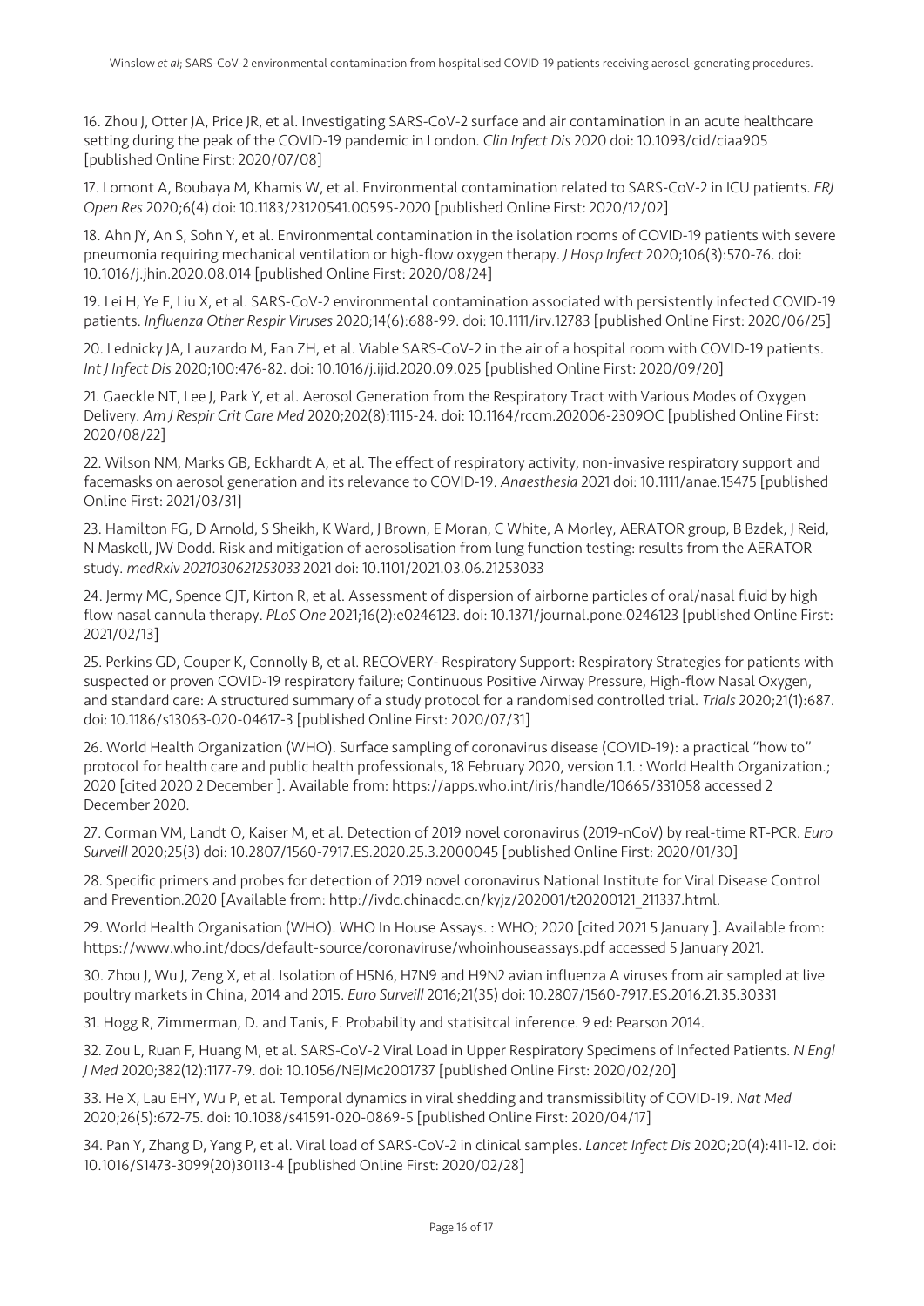16. Zhou J, Otter JA, Price JR, et al. Investigating SARS-CoV-2 surface and air contamination in an acute healthcare setting during the peak of the COVID-19 pandemic in London. *Clin Infect Dis* 2020 doi: 10.1093/cid/ciaa905 [published Online First: 2020/07/08]

17. Lomont A, Boubaya M, Khamis W, et al. Environmental contamination related to SARS-CoV-2 in ICU patients. *ERJ Open Res* 2020;6(4) doi: 10.1183/23120541.00595-2020 [published Online First: 2020/12/02]

18. Ahn JY, An S, Sohn Y, et al. Environmental contamination in the isolation rooms of COVID-19 patients with severe pneumonia requiring mechanical ventilation or high-flow oxygen therapy. *J Hosp Infect* 2020;106(3):570-76. doi: 10.1016/j.jhin.2020.08.014 [published Online First: 2020/08/24]

19. Lei H, Ye F, Liu X, et al. SARS-CoV-2 environmental contamination associated with persistently infected COVID-19 patients. *Influenza Other Respir Viruses* 2020;14(6):688-99. doi: 10.1111/irv.12783 [published Online First: 2020/06/25]

20. Lednicky JA, Lauzardo M, Fan ZH, et al. Viable SARS-CoV-2 in the air of a hospital room with COVID-19 patients. *Int J Infect Dis* 2020;100:476-82. doi: 10.1016/j.ijid.2020.09.025 [published Online First: 2020/09/20]

21. Gaeckle NT, Lee J, Park Y, et al. Aerosol Generation from the Respiratory Tract with Various Modes of Oxygen Delivery. *Am J Respir Crit Care Med* 2020;202(8):1115-24. doi: 10.1164/rccm.202006-2309OC [published Online First: 2020/08/22]

22. Wilson NM, Marks GB, Eckhardt A, et al. The effect of respiratory activity, non-invasive respiratory support and facemasks on aerosol generation and its relevance to COVID-19. *Anaesthesia* 2021 doi: 10.1111/anae.15475 [published Online First: 2021/03/31]

23. Hamilton FG, D Arnold, S Sheikh, K Ward, J Brown, E Moran, C White, A Morley, AERATOR group, B Bzdek, J Reid, N Maskell, JW Dodd. Risk and mitigation of aerosolisation from lung function testing: results from the AERATOR study. *medRxiv 2021030621253033* 2021 doi: 10.1101/2021.03.06.21253033

24. Jermy MC, Spence CJT, Kirton R, et al. Assessment of dispersion of airborne particles of oral/nasal fluid by high flow nasal cannula therapy. *PLoS One* 2021;16(2):e0246123. doi: 10.1371/journal.pone.0246123 [published Online First: 2021/02/13]

25. Perkins GD, Couper K, Connolly B, et al. RECOVERY- Respiratory Support: Respiratory Strategies for patients with suspected or proven COVID-19 respiratory failure; Continuous Positive Airway Pressure, High-flow Nasal Oxygen, and standard care: A structured summary of a study protocol for a randomised controlled trial. *Trials* 2020;21(1):687. doi: 10.1186/s13063-020-04617-3 [published Online First: 2020/07/31]

26. World Health Organization (WHO). Surface sampling of coronavirus disease (COVID-19): a practical "how to" protocol for health care and public health professionals, 18 February 2020, version 1.1. : World Health Organization.; 2020 [cited 2020 2 December ]. Available from: https://apps.who.int/iris/handle/10665/331058 accessed 2 December 2020.

27. Corman VM, Landt O, Kaiser M, et al. Detection of 2019 novel coronavirus (2019-nCoV) by real-time RT-PCR. *Euro Surveill* 2020;25(3) doi: 10.2807/1560-7917.ES.2020.25.3.2000045 [published Online First: 2020/01/30]

28. Specific primers and probes for detection of 2019 novel coronavirus National Institute for Viral Disease Control and Prevention.2020 [Available from: http://ivdc.chinacdc.cn/kyjz/202001/t20200121_211337.html.

29. World Health Organisation (WHO). WHO In House Assays. : WHO; 2020 [cited 2021 5 January ]. Available from: https://www.who.int/docs/default-source/coronaviruse/whoinhouseassays.pdf accessed 5 January 2021.

30. Zhou J, Wu J, Zeng X, et al. Isolation of H5N6, H7N9 and H9N2 avian influenza A viruses from air sampled at live poultry markets in China, 2014 and 2015. *Euro Surveill* 2016;21(35) doi: 10.2807/1560-7917.ES.2016.21.35.30331

31. Hogg R, Zimmerman, D. and Tanis, E. Probability and statisitcal inference. 9 ed: Pearson 2014.

32. Zou L, Ruan F, Huang M, et al. SARS-CoV-2 Viral Load in Upper Respiratory Specimens of Infected Patients. *N Engl J Med* 2020;382(12):1177-79. doi: 10.1056/NEJMc2001737 [published Online First: 2020/02/20]

33. He X, Lau EHY, Wu P, et al. Temporal dynamics in viral shedding and transmissibility of COVID-19. *Nat Med* 2020;26(5):672-75. doi: 10.1038/s41591-020-0869-5 [published Online First: 2020/04/17]

34. Pan Y, Zhang D, Yang P, et al. Viral load of SARS-CoV-2 in clinical samples. *Lancet Infect Dis* 2020;20(4):411-12. doi: 10.1016/S1473-3099(20)30113-4 [published Online First: 2020/02/28]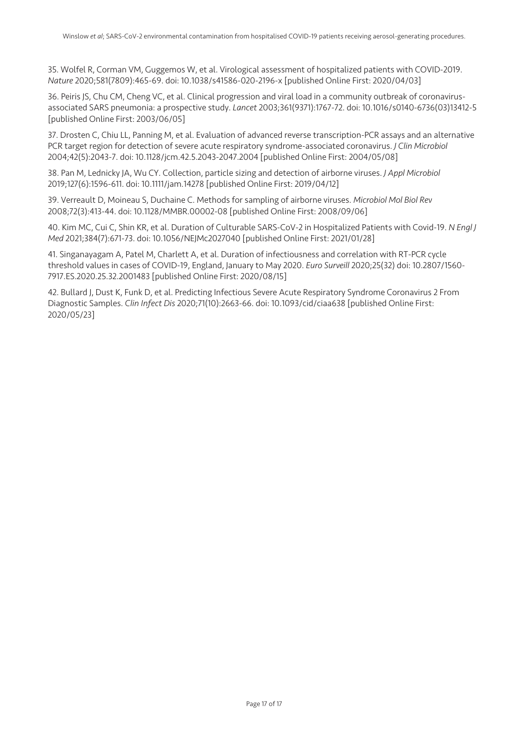35. Wolfel R, Corman VM, Guggemos W, et al. Virological assessment of hospitalized patients with COVID-2019. *Nature* 2020;581(7809):465-69. doi: 10.1038/s41586-020-2196-x [published Online First: 2020/04/03]

36. Peiris JS, Chu CM, Cheng VC, et al. Clinical progression and viral load in a community outbreak of coronavirus-associated SARS pneumonia: a prospective study. *Lancet* 2003;361(9371):1767-72. doi: 10.1016/s0140-6736(03)13412-5 [published Online First: 2003/06/05]

37. Drosten C, Chiu LL, Panning M, et al. Evaluation of advanced reverse transcription-PCR assays and an alternative PCR target region for detection of severe acute respiratory syndrome-associated coronavirus. *J Clin Microbiol* 2004;42(5):2043-7. doi: 10.1128/jcm.42.5.2043-2047.2004 [published Online First: 2004/05/08]

38. Pan M, Lednicky JA, Wu CY. Collection, particle sizing and detection of airborne viruses. *J Appl Microbiol* 2019;127(6):1596-611. doi: 10.1111/jam.14278 [published Online First: 2019/04/12]

39. Verreault D, Moineau S, Duchaine C. Methods for sampling of airborne viruses. *Microbiol Mol Biol Rev* 2008;72(3):413-44. doi: 10.1128/MMBR.00002-08 [published Online First: 2008/09/06]

40. Kim MC, Cui C, Shin KR, et al. Duration of Culturable SARS-CoV-2 in Hospitalized Patients with Covid-19. *N Engl J Med* 2021;384(7):671-73. doi: 10.1056/NEJMc2027040 [published Online First: 2021/01/28]

41. Singanayagam A, Patel M, Charlett A, et al. Duration of infectiousness and correlation with RT-PCR cycle threshold values in cases of COVID-19, England, January to May 2020. *Euro Surveill* 2020;25(32) doi: 10.2807/1560-7917.ES.2020.25.32.2001483 [published Online First: 2020/08/15]

42. Bullard J, Dust K, Funk D, et al. Predicting Infectious Severe Acute Respiratory Syndrome Coronavirus 2 From Diagnostic Samples. *Clin Infect Dis* 2020;71(10):2663-66. doi: 10.1093/cid/ciaa638 [published Online First: 2020/05/23]